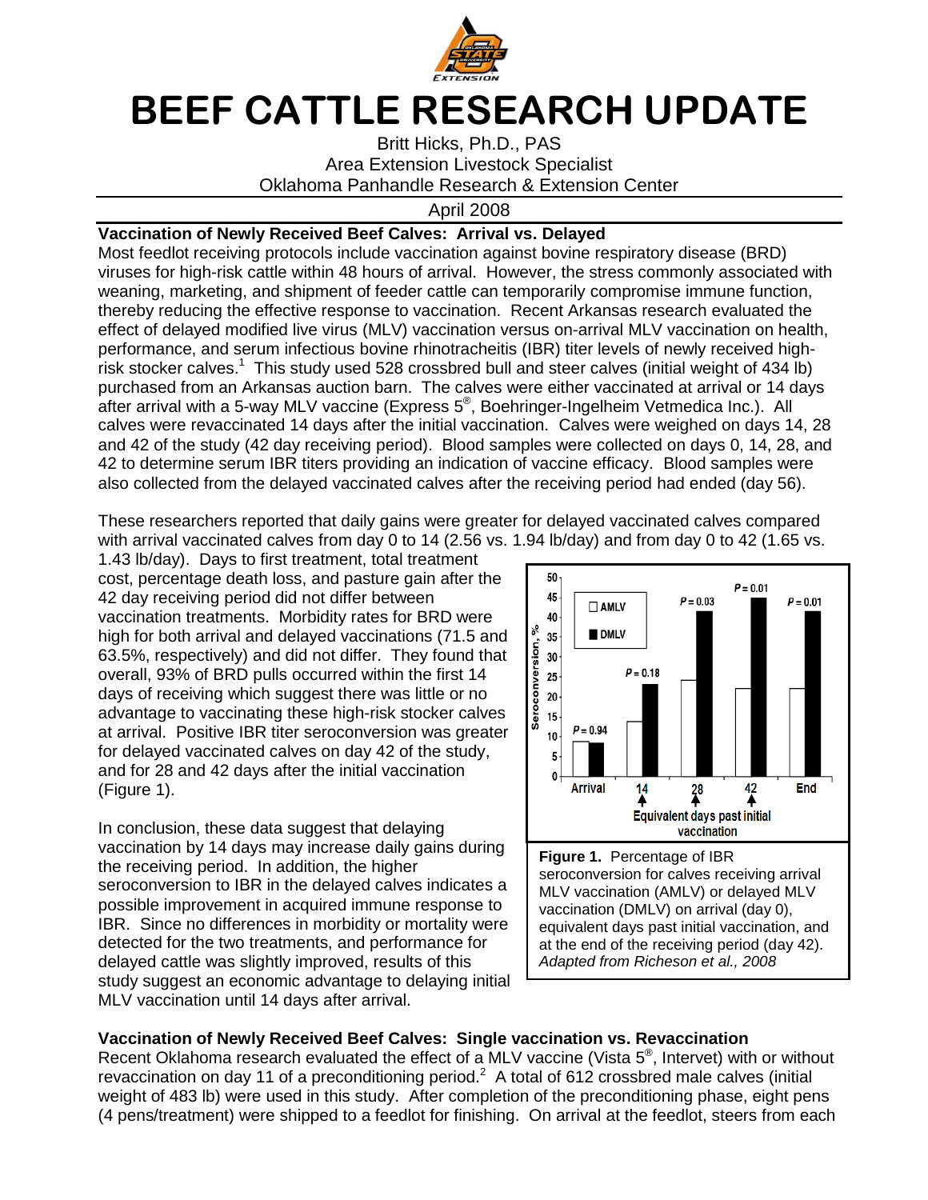# BEEF CATTLE RESEARCH UPDATE

Britt Hicks, Ph.D., PAS
Area Extension Livestock Specialist
Oklahoma Panhandle Research & Extension Center

April 2008

## Vaccination of Newly Received Beef Calves: Arrival vs. Delayed

Most feedlot receiving protocols include vaccination against bovine respiratory disease (BRD) viruses for high-risk cattle within 48 hours of arrival. However, the stress commonly associated with weaning, marketing, and shipment of feeder cattle can temporarily compromise immune function, thereby reducing the effective response to vaccination. Recent Arkansas research evaluated the effect of delayed modified live virus (MLV) vaccination versus on-arrival MLV vaccination on health, performance, and serum infectious bovine rhinotracheitis (IBR) titer levels of newly received high-risk stocker calves.[1] This study used 528 crossbred bull and steer calves (initial weight of 434 lb) purchased from an Arkansas auction barn. The calves were either vaccinated at arrival or 14 days after arrival with a 5-way MLV vaccine (Express 5®, Boehringer-Ingelheim Vetmedica Inc.). All calves were revaccinated 14 days after the initial vaccination. Calves were weighed on days 14, 28 and 42 of the study (42 day receiving period). Blood samples were collected on days 0, 14, 28, and 42 to determine serum IBR titers providing an indication of vaccine efficacy. Blood samples were also collected from the delayed vaccinated calves after the receiving period had ended (day 56).

These researchers reported that daily gains were greater for delayed vaccinated calves compared with arrival vaccinated calves from day 0 to 14 (2.56 vs. 1.94 lb/day) and from day 0 to 42 (1.65 vs. 1.43 lb/day). Days to first treatment, total treatment cost, percentage death loss, and pasture gain after the 42 day receiving period did not differ between vaccination treatments. Morbidity rates for BRD were high for both arrival and delayed vaccinations (71.5 and 63.5%, respectively) and did not differ. They found that overall, 93% of BRD pulls occurred within the first 14 days of receiving which suggest there was little or no advantage to vaccinating these high-risk stocker calves at arrival. Positive IBR titer seroconversion was greater for delayed vaccinated calves on day 42 of the study, and for 28 and 42 days after the initial vaccination (Figure 1).

In conclusion, these data suggest that delaying vaccination by 14 days may increase daily gains during the receiving period. In addition, the higher seroconversion to IBR in the delayed calves indicates a possible improvement in acquired immune response to IBR. Since no differences in morbidity or mortality were detected for the two treatments, and performance for delayed cattle was slightly improved, results of this study suggest an economic advantage to delaying initial MLV vaccination until 14 days after arrival.

**Figure 1.** Percentage of IBR seroconversion for calves receiving arrival MLV vaccination (AMLV) or delayed MLV vaccination (DMLV) on arrival (day 0), equivalent days past initial vaccination, and at the end of the receiving period (day 42). *Adapted from Richeson et al., 2008*

## Vaccination of Newly Received Beef Calves: Single vaccination vs. Revaccination

Recent Oklahoma research evaluated the effect of a MLV vaccine (Vista 5®, Intervet) with or without revaccination on day 11 of a preconditioning period.[2] A total of 612 crossbred male calves (initial weight of 483 lb) were used in this study. After completion of the preconditioning phase, eight pens (4 pens/treatment) were shipped to a feedlot for finishing. On arrival at the feedlot, steers from each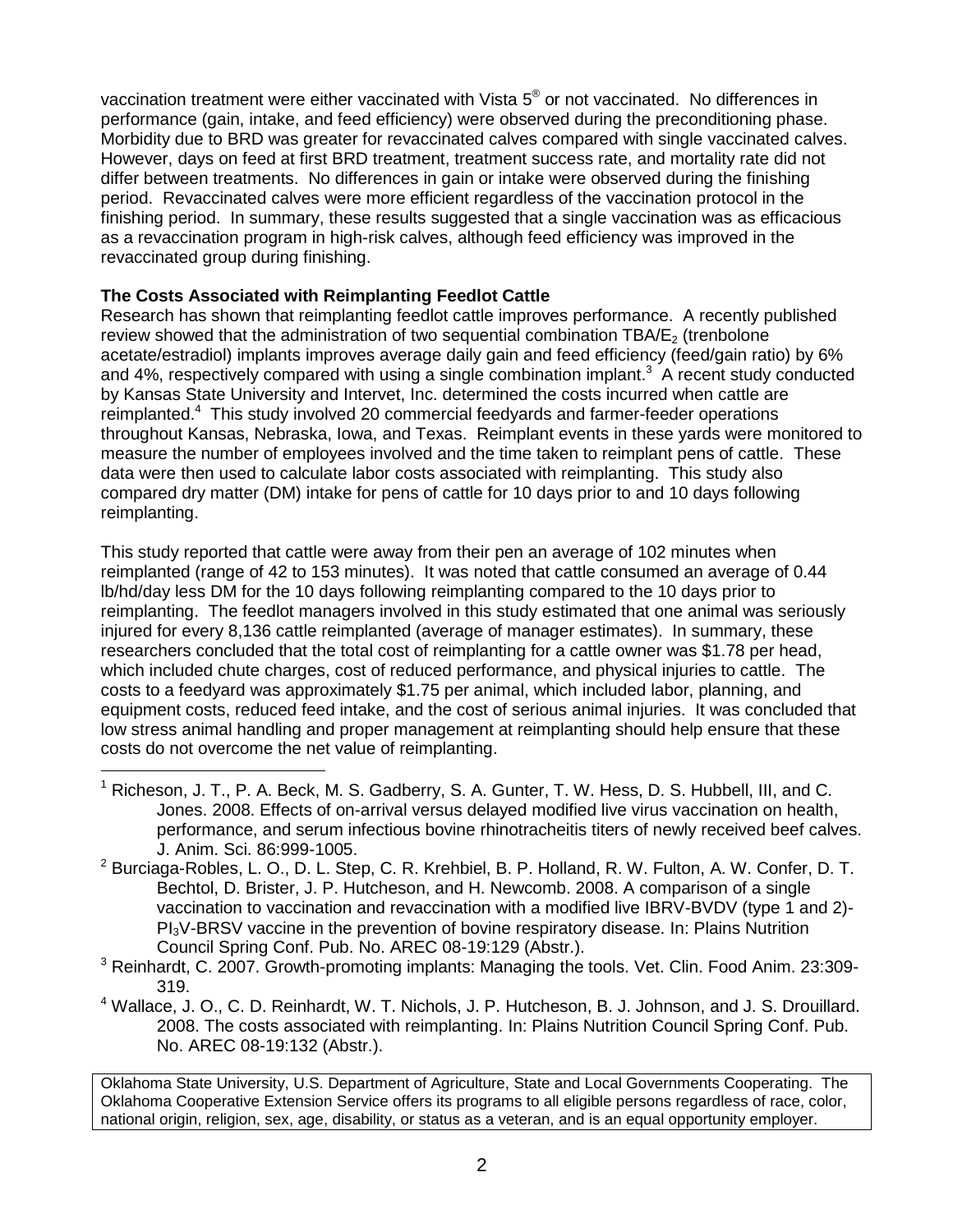vaccination treatment were either vaccinated with Vista 5® or not vaccinated. No differences in performance (gain, intake, and feed efficiency) were observed during the preconditioning phase. Morbidity due to BRD was greater for revaccinated calves compared with single vaccinated calves. However, days on feed at first BRD treatment, treatment success rate, and mortality rate did not differ between treatments. No differences in gain or intake were observed during the finishing period. Revaccinated calves were more efficient regardless of the vaccination protocol in the finishing period. In summary, these results suggested that a single vaccination was as efficacious as a revaccination program in high-risk calves, although feed efficiency was improved in the revaccinated group during finishing.

**The Costs Associated with Reimplanting Feedlot Cattle**

Research has shown that reimplanting feedlot cattle improves performance. A recently published review showed that the administration of two sequential combination TBA/$E_2$ (trenbolone acetate/estradiol) implants improves average daily gain and feed efficiency (feed/gain ratio) by 6% and 4%, respectively compared with using a single combination implant.[3] A recent study conducted by Kansas State University and Intervet, Inc. determined the costs incurred when cattle are reimplanted.[4] This study involved 20 commercial feedyards and farmer-feeder operations throughout Kansas, Nebraska, Iowa, and Texas. Reimplant events in these yards were monitored to measure the number of employees involved and the time taken to reimplant pens of cattle. These data were then used to calculate labor costs associated with reimplanting. This study also compared dry matter (DM) intake for pens of cattle for 10 days prior to and 10 days following reimplanting.

This study reported that cattle were away from their pen an average of 102 minutes when reimplanted (range of 42 to 153 minutes). It was noted that cattle consumed an average of 0.44 lb/hd/day less DM for the 10 days following reimplanting compared to the 10 days prior to reimplanting. The feedlot managers involved in this study estimated that one animal was seriously injured for every 8,136 cattle reimplanted (average of manager estimates). In summary, these researchers concluded that the total cost of reimplanting for a cattle owner was $1.78 per head, which included chute charges, cost of reduced performance, and physical injuries to cattle. The costs to a feedyard was approximately $1.75 per animal, which included labor, planning, and equipment costs, reduced feed intake, and the cost of serious animal injuries. It was concluded that low stress animal handling and proper management at reimplanting should help ensure that these costs do not overcome the net value of reimplanting.

---

[1] Richeson, J. T., P. A. Beck, M. S. Gadberry, S. A. Gunter, T. W. Hess, D. S. Hubbell, III, and C. Jones. 2008. Effects of on-arrival versus delayed modified live virus vaccination on health, performance, and serum infectious bovine rhinotracheitis titers of newly received beef calves. J. Anim. Sci. 86:999-1005.

[2] Burciaga-Robles, L. O., D. L. Step, C. R. Krehbiel, B. P. Holland, R. W. Fulton, A. W. Confer, D. T. Bechtol, D. Brister, J. P. Hutcheson, and H. Newcomb. 2008. A comparison of a single vaccination to vaccination and revaccination with a modified live IBRV-BVDV (type 1 and 2)-$PI_3$V-BRSV vaccine in the prevention of bovine respiratory disease. In: Plains Nutrition Council Spring Conf. Pub. No. AREC 08-19:129 (Abstr.).

[3] Reinhardt, C. 2007. Growth-promoting implants: Managing the tools. Vet. Clin. Food Anim. 23:309-319.

[4] Wallace, J. O., C. D. Reinhardt, W. T. Nichols, J. P. Hutcheson, B. J. Johnson, and J. S. Drouillard. 2008. The costs associated with reimplanting. In: Plains Nutrition Council Spring Conf. Pub. No. AREC 08-19:132 (Abstr.).

Oklahoma State University, U.S. Department of Agriculture, State and Local Governments Cooperating. The Oklahoma Cooperative Extension Service offers its programs to all eligible persons regardless of race, color, national origin, religion, sex, age, disability, or status as a veteran, and is an equal opportunity employer.